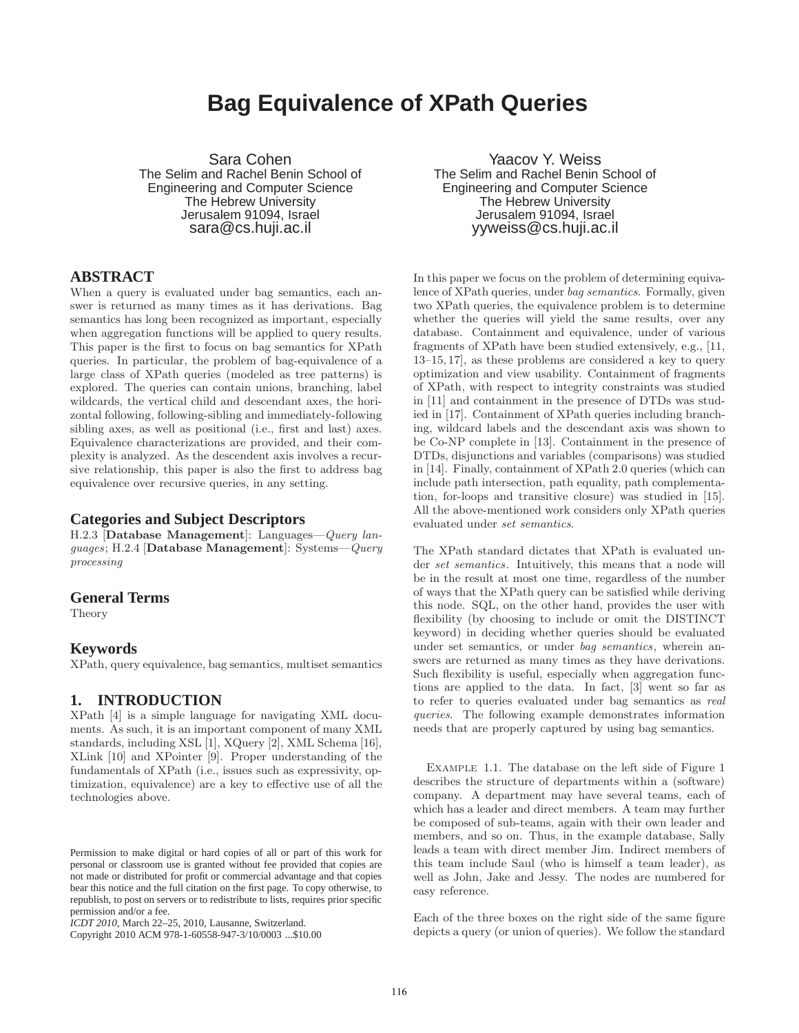# Bag Equivalence of XPath Queries

Sara Cohen
The Selim and Rachel Benin School of Engineering and Computer Science
The Hebrew University
Jerusalem 91094, Israel
sara@cs.huji.ac.il

Yaacov Y. Weiss
The Selim and Rachel Benin School of Engineering and Computer Science
The Hebrew University
Jerusalem 91094, Israel
yyweiss@cs.huji.ac.il

## ABSTRACT

When a query is evaluated under bag semantics, each answer is returned as many times as it has derivations. Bag semantics has long been recognized as important, especially when aggregation functions will be applied to query results. This paper is the first to focus on bag semantics for XPath queries. In particular, the problem of bag-equivalence of a large class of XPath queries (modeled as tree patterns) is explored. The queries can contain unions, branching, label wildcards, the vertical child and descendant axes, the horizontal following, following-sibling and immediately-following sibling axes, as well as positional (i.e., first and last) axes. Equivalence characterizations are provided, and their complexity is analyzed. As the descendent axis involves a recursive relationship, this paper is also the first to address bag equivalence over recursive queries, in any setting.

### Categories and Subject Descriptors

H.2.3 [**Database Management**]: Languages—*Query languages*; H.2.4 [**Database Management**]: Systems—*Query processing*

### General Terms

Theory

### Keywords

XPath, query equivalence, bag semantics, multiset semantics

## 1. INTRODUCTION

XPath [4] is a simple language for navigating XML documents. As such, it is an important component of many XML standards, including XSL [1], XQuery [2], XML Schema [16], XLink [10] and XPointer [9]. Proper understanding of the fundamentals of XPath (i.e., issues such as expressivity, optimization, equivalence) are a key to effective use of all the technologies above.

Permission to make digital or hard copies of all or part of this work for personal or classroom use is granted without fee provided that copies are not made or distributed for profit or commercial advantage and that copies bear this notice and the full citation on the first page. To copy otherwise, to republish, to post on servers or to redistribute to lists, requires prior specific permission and/or a fee.
*ICDT 2010*, March 22–25, 2010, Lausanne, Switzerland.
Copyright 2010 ACM 978-1-60558-947-3/10/0003 ...$10.00

In this paper we focus on the problem of determining equivalence of XPath queries, under *bag semantics*. Formally, given two XPath queries, the equivalence problem is to determine whether the queries will yield the same results, over any database. Containment and equivalence, under of various fragments of XPath have been studied extensively, e.g., [11, 13–15, 17], as these problems are considered a key to query optimization and view usability. Containment of fragments of XPath, with respect to integrity constraints was studied in [11] and containment in the presence of DTDs was studied in [17]. Containment of XPath queries including branching, wildcard labels and the descendant axis was shown to be Co-NP complete in [13]. Containment in the presence of DTDs, disjunctions and variables (comparisons) was studied in [14]. Finally, containment of XPath 2.0 queries (which can include path intersection, path equality, path complementation, for-loops and transitive closure) was studied in [15]. All the above-mentioned work considers only XPath queries evaluated under *set semantics*.

The XPath standard dictates that XPath is evaluated under *set semantics*. Intuitively, this means that a node will be in the result at most one time, regardless of the number of ways that the XPath query can be satisfied while deriving this node. SQL, on the other hand, provides the user with flexibility (by choosing to include or omit the DISTINCT keyword) in deciding whether queries should be evaluated under set semantics, or under *bag semantics*, wherein answers are returned as many times as they have derivations. Such flexibility is useful, especially when aggregation functions are applied to the data. In fact, [3] went so far as to refer to queries evaluated under bag semantics as *real queries*. The following example demonstrates information needs that are properly captured by using bag semantics.

Example 1.1. The database on the left side of Figure 1 describes the structure of departments within a (software) company. A department may have several teams, each of which has a leader and direct members. A team may further be composed of sub-teams, again with their own leader and members, and so on. Thus, in the example database, Sally leads a team with direct member Jim. Indirect members of this team include Saul (who is himself a team leader), as well as John, Jake and Jessy. The nodes are numbered for easy reference.

Each of the three boxes on the right side of the same figure depicts a query (or union of queries). We follow the standard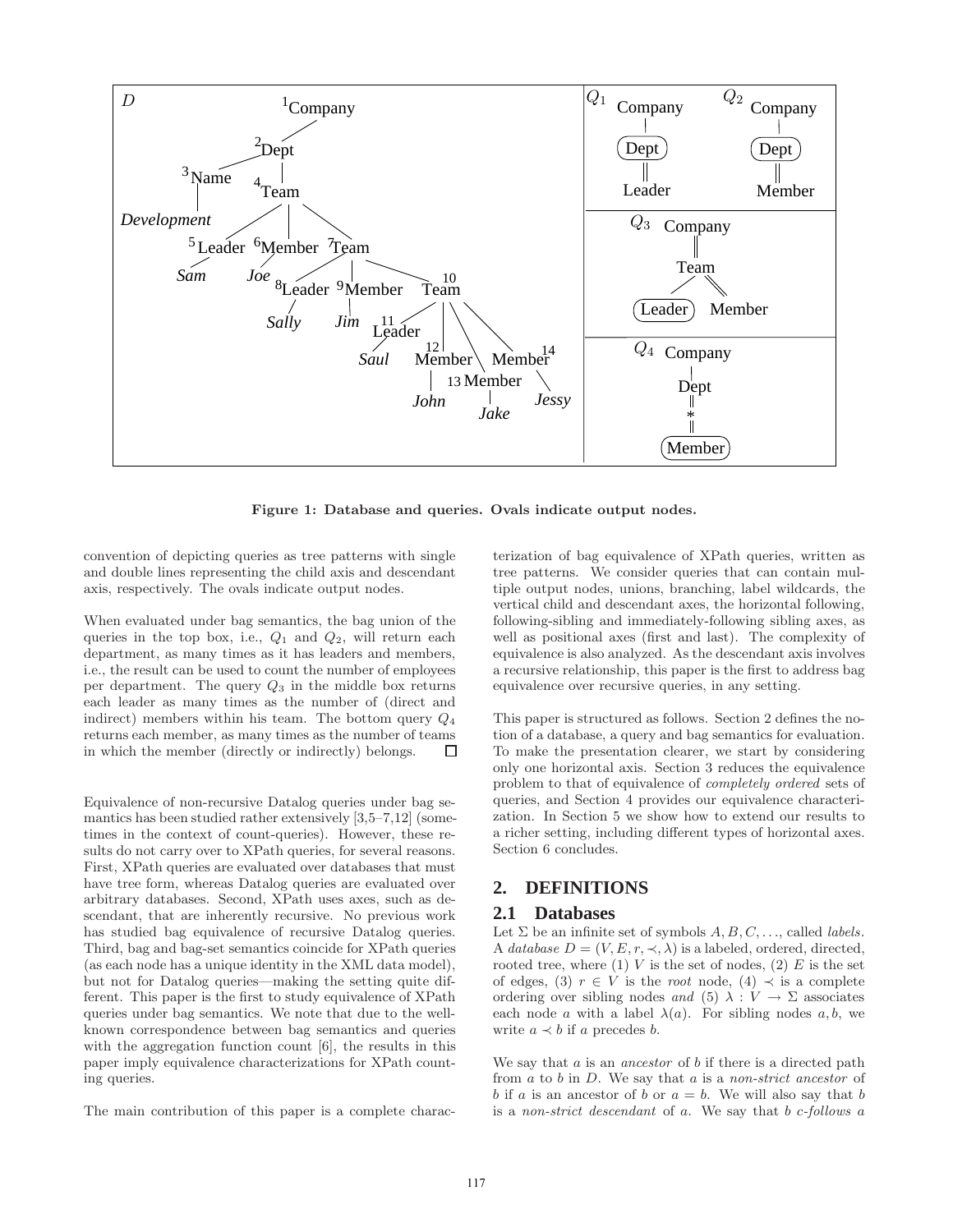Figure 1: Database and queries. Ovals indicate output nodes.

convention of depicting queries as tree patterns with single and double lines representing the child axis and descendant axis, respectively. The ovals indicate output nodes.

When evaluated under bag semantics, the bag union of the queries in the top box, i.e., $Q_1$ and $Q_2$, will return each department, as many times as it has leaders and members, i.e., the result can be used to count the number of employees per department. The query $Q_3$ in the middle box returns each leader as many times as the number of (direct and indirect) members within his team. The bottom query $Q_4$ returns each member, as many times as the number of teams in which the member (directly or indirectly) belongs. □

Equivalence of non-recursive Datalog queries under bag semantics has been studied rather extensively [3,5–7,12] (sometimes in the context of count-queries). However, these results do not carry over to XPath queries, for several reasons. First, XPath queries are evaluated over databases that must have tree form, whereas Datalog queries are evaluated over arbitrary databases. Second, XPath uses axes, such as descendant, that are inherently recursive. No previous work has studied bag equivalence of recursive Datalog queries. Third, bag and bag-set semantics coincide for XPath queries (as each node has a unique identity in the XML data model), but not for Datalog queries—making the setting quite different. This paper is the first to study equivalence of XPath queries under bag semantics. We note that due to the well-known correspondence between bag semantics and queries with the aggregation function count [6], the results in this paper imply equivalence characterizations for XPath counting queries.

The main contribution of this paper is a complete characterization of bag equivalence of XPath queries, written as tree patterns. We consider queries that can contain multiple output nodes, unions, branching, label wildcards, the vertical child and descendant axes, the horizontal following, following-sibling and immediately-following sibling axes, as well as positional axes (first and last). The complexity of equivalence is also analyzed. As the descendant axis involves a recursive relationship, this paper is the first to address bag equivalence over recursive queries, in any setting.

This paper is structured as follows. Section 2 defines the notion of a database, a query and bag semantics for evaluation. To make the presentation clearer, we start by considering only one horizontal axis. Section 3 reduces the equivalence problem to that of equivalence of *completely ordered* sets of queries, and Section 4 provides our equivalence characterization. In Section 5 we show how to extend our results to a richer setting, including different types of horizontal axes. Section 6 concludes.

## 2. DEFINITIONS

### 2.1 Databases

Let $\Sigma$ be an infinite set of symbols $A, B, C, \ldots$, called *labels*. A *database* $D = (V, E, r, \prec, \lambda)$ is a labeled, ordered, directed, rooted tree, where (1) $V$ is the set of nodes, (2) $E$ is the set of edges, (3) $r \in V$ is the *root* node, (4) $\prec$ is a complete ordering over sibling nodes *and* (5) $\lambda : V \to \Sigma$ associates each node $a$ with a label $\lambda(a)$. For sibling nodes $a, b$, we write $a \prec b$ if $a$ precedes $b$.

We say that $a$ is an *ancestor* of $b$ if there is a directed path from $a$ to $b$ in $D$. We say that $a$ is a *non-strict ancestor* of $b$ if $a$ is an ancestor of $b$ or $a = b$. We will also say that $b$ is a *non-strict descendant* of $a$. We say that $b$ *c-follows* $a$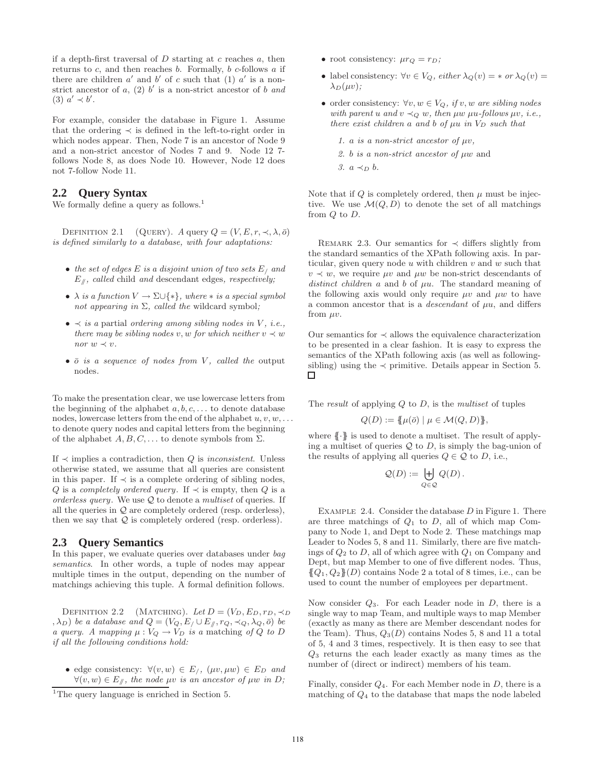if a depth-first traversal of $D$ starting at $c$ reaches $a$, then returns to $c$, and then reaches $b$. Formally, $b$ $c$-follows $a$ if there are children $a'$ and $b'$ of $c$ such that (1) $a'$ is a non-strict ancestor of $a$, (2) $b'$ is a non-strict ancestor of $b$ *and* (3) $a' \prec b'$.

For example, consider the database in Figure 1. Assume that the ordering $\prec$ is defined in the left-to-right order in which nodes appear. Then, Node 7 is an ancestor of Node 9 and a non-strict ancestor of Nodes 7 and 9. Node 12 7-follows Node 8, as does Node 10. However, Node 12 does not 7-follow Node 11.

## 2.2 Query Syntax

We formally define a query as follows.[1]

Definition 2.1 (Query). *A query $Q = (V, E, r, \prec, \lambda, \bar{o})$ is defined similarly to a database, with four adaptations:*

- *the set of edges $E$ is a disjoint union of two sets $E_/$ and $E_{/\!/}$, called* child *and* descendant edges*, respectively;*
- *$\lambda$ is a function $V \to \Sigma \cup \{*\}$, where $*$ is a special symbol not appearing in $\Sigma$, called the* wildcard symbol*;*
- *$\prec$ is a* partial *ordering among sibling nodes in $V$, i.e., there may be sibling nodes $v, w$ for which neither $v \prec w$ nor $w \prec v$.*
- *$\bar{o}$ is a sequence of nodes from $V$, called the* output nodes*.*

To make the presentation clear, we use lowercase letters from the beginning of the alphabet $a, b, c, \ldots$ to denote database nodes, lowercase letters from the end of the alphabet $u, v, w, \ldots$ to denote query nodes and capital letters from the beginning of the alphabet $A, B, C, \ldots$ to denote symbols from $\Sigma$.

If $\prec$ implies a contradiction, then $Q$ is *inconsistent*. Unless otherwise stated, we assume that all queries are consistent in this paper. If $\prec$ is a complete ordering of sibling nodes, $Q$ is a *completely ordered query*. If $\prec$ is empty, then $Q$ is a *orderless query*. We use $\mathcal{Q}$ to denote a *multiset* of queries. If all the queries in $\mathcal{Q}$ are completely ordered (resp. orderless), then we say that $\mathcal{Q}$ is completely ordered (resp. orderless).

## 2.3 Query Semantics

In this paper, we evaluate queries over databases under *bag semantics*. In other words, a tuple of nodes may appear multiple times in the output, depending on the number of matchings achieving this tuple. A formal definition follows.

Definition 2.2 (Matching). *Let $D = (V_D, E_D, r_D, \prec_D, \lambda_D)$ be a database and $Q = (V_Q, E_/ \cup E_{/\!/}, r_Q, \prec_Q, \lambda_Q, \bar{o})$ be a query. A mapping $\mu : V_Q \to V_D$ is a* matching *of $Q$ to $D$ if all the following conditions hold:*

- edge consistency: *$\forall (v, w) \in E_/$, $(\mu v, \mu w) \in E_D$ and $\forall (v, w) \in E_{/\!/}$, the node $\mu v$ is an ancestor of $\mu w$ in $D$;*
- root consistency: *$\mu r_Q = r_D$;*
- label consistency: *$\forall v \in V_Q$, either $\lambda_Q(v) = *$ or $\lambda_Q(v) = \lambda_D(\mu v)$;*
- order consistency: *$\forall v, w \in V_Q$, if $v, w$ are sibling nodes with parent $u$ and $v \prec_Q w$, then $\mu w$ $\mu u$-follows $\mu v$, i.e., there exist children $a$ and $b$ of $\mu u$ in $V_D$ such that*
  1. *$a$ is a non-strict ancestor of $\mu v$,*
  2. *$b$ is a non-strict ancestor of $\mu w$* and
  3. *$a \prec_D b$.*

Note that if $Q$ is completely ordered, then $\mu$ must be injective. We use $\mathcal{M}(Q, D)$ to denote the set of all matchings from $Q$ to $D$.

Remark 2.3. Our semantics for $\prec$ differs slightly from the standard semantics of the XPath following axis. In particular, given query node $u$ with children $v$ and $w$ such that $v \prec w$, we require $\mu v$ and $\mu w$ be non-strict descendants of *distinct children* $a$ and $b$ of $\mu u$. The standard meaning of the following axis would only require $\mu v$ and $\mu w$ to have a common ancestor that is a *descendant* of $\mu u$, and differs from $\mu v$.

Our semantics for $\prec$ allows the equivalence characterization to be presented in a clear fashion. It is easy to express the semantics of the XPath following axis (as well as following-sibling) using the $\prec$ primitive. Details appear in Section 5. □

The *result* of applying $Q$ to $D$, is the *multiset* of tuples

$$Q(D) := \{\!\{\mu(\bar{o}) \mid \mu \in \mathcal{M}(Q, D)\}\!\},$$

where $\{\!\{\cdot\}\!\}$ is used to denote a multiset. The result of applying a multiset of queries $\mathcal{Q}$ to $D$, is simply the bag-union of the results of applying all queries $Q \in \mathcal{Q}$ to $D$, i.e.,

$$\mathcal{Q}(D) := \biguplus_{Q \in \mathcal{Q}} Q(D)\,.$$

Example 2.4. Consider the database $D$ in Figure 1. There are three matchings of $Q_1$ to $D$, all of which map Company to Node 1, and Dept to Node 2. These matchings map Leader to Nodes 5, 8 and 11. Similarly, there are five matchings of $Q_2$ to $D$, all of which agree with $Q_1$ on Company and Dept, but map Member to one of five different nodes. Thus, $\{\!\{Q_1, Q_2\}\!\}(D)$ contains Node 2 a total of 8 times, i.e., can be used to count the number of employees per department.

Now consider $Q_3$. For each Leader node in $D$, there is a single way to map Team, and multiple ways to map Member (exactly as many as there are Member descendant nodes for the Team). Thus, $Q_3(D)$ contains Nodes 5, 8 and 11 a total of 5, 4 and 3 times, respectively. It is then easy to see that $Q_3$ returns the each leader exactly as many times as the number of (direct or indirect) members of his team.

Finally, consider $Q_4$. For each Member node in $D$, there is a matching of $Q_4$ to the database that maps the node labeled

[1] The query language is enriched in Section 5.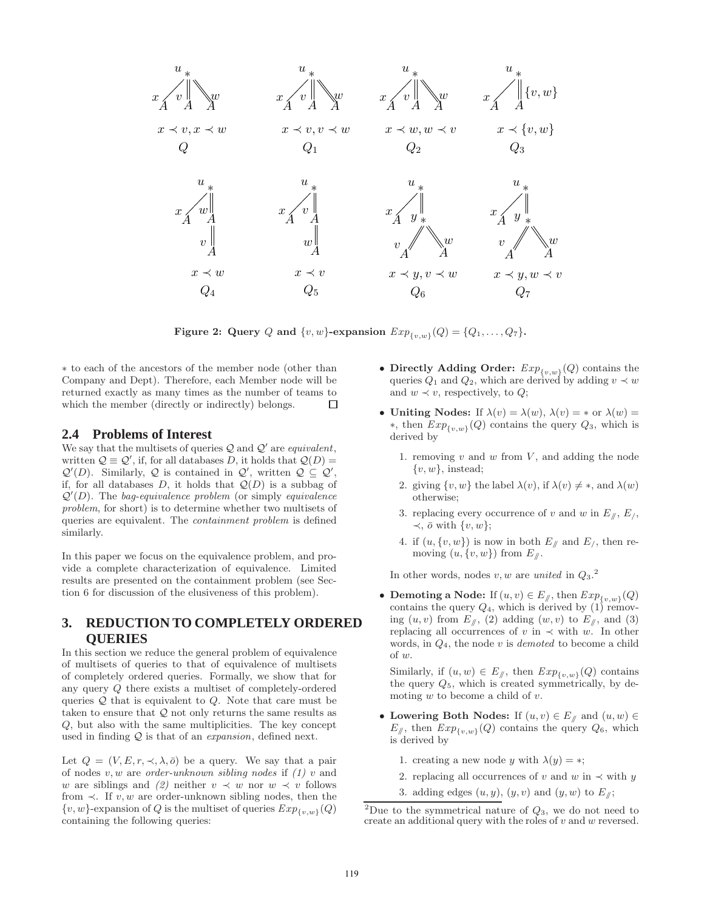**Figure 2: Query $Q$ and $\{v, w\}$-expansion $Exp_{\{v,w\}}(Q) = \{Q_1, \ldots, Q_7\}$.**

$*$ to each of the ancestors of the member node (other than Company and Dept). Therefore, each Member node will be returned exactly as many times as the number of teams to which the member (directly or indirectly) belongs. □

## 2.4 Problems of Interest

We say that the multisets of queries $\mathcal{Q}$ and $\mathcal{Q}'$ are *equivalent*, written $\mathcal{Q} \equiv \mathcal{Q}'$, if, for all databases $D$, it holds that $\mathcal{Q}(D) = \mathcal{Q}'(D)$. Similarly, $\mathcal{Q}$ is contained in $\mathcal{Q}'$, written $\mathcal{Q} \subseteq \mathcal{Q}'$, if, for all databases $D$, it holds that $\mathcal{Q}(D)$ is a subbag of $\mathcal{Q}'(D)$. The *bag-equivalence problem* (or simply *equivalence problem*, for short) is to determine whether two multisets of queries are equivalent. The *containment problem* is defined similarly.

In this paper we focus on the equivalence problem, and provide a complete characterization of equivalence. Limited results are presented on the containment problem (see Section 6 for discussion of the elusiveness of this problem).

# 3. REDUCTION TO COMPLETELY ORDERED QUERIES

In this section we reduce the general problem of equivalence of multisets of queries to that of equivalence of multisets of completely ordered queries. Formally, we show that for any query $Q$ there exists a multiset of completely-ordered queries $\mathcal{Q}$ that is equivalent to $Q$. Note that care must be taken to ensure that $\mathcal{Q}$ not only returns the same results as $Q$, but also with the same multiplicities. The key concept used in finding $\mathcal{Q}$ is that of an *expansion*, defined next.

Let $Q = (V, E, r, \prec, \lambda, \bar{o})$ be a query. We say that a pair of nodes $v, w$ are *order-unknown sibling nodes* if *(1)* $v$ and $w$ are siblings and *(2)* neither $v \prec w$ nor $w \prec v$ follows from $\prec$. If $v, w$ are order-unknown sibling nodes, then the $\{v, w\}$-expansion of $Q$ is the multiset of queries $Exp_{\{v,w\}}(Q)$ containing the following queries:

- **Directly Adding Order:** $Exp_{\{v,w\}}(Q)$ contains the queries $Q_1$ and $Q_2$, which are derived by adding $v \prec w$ and $w \prec v$, respectively, to $Q$;
- **Uniting Nodes:** If $\lambda(v) = \lambda(w)$, $\lambda(v) = *$ or $\lambda(w) = *$, then $Exp_{\{v,w\}}(Q)$ contains the query $Q_3$, which is derived by
  1. removing $v$ and $w$ from $V$, and adding the node $\{v, w\}$, instead;
  2. giving $\{v, w\}$ the label $\lambda(v)$, if $\lambda(v) \neq *$, and $\lambda(w)$ otherwise;
  3. replacing every occurrence of $v$ and $w$ in $E_{/\!/}$, $E_{/}$, $\prec$, $\bar{o}$ with $\{v, w\}$;
  4. if $(u, \{v, w\})$ is now in both $E_{/\!/}$ and $E_{/}$, then removing $(u, \{v, w\})$ from $E_{/\!/}$.

  In other words, nodes $v, w$ are *united* in $Q_3$.[2]
- **Demoting a Node:** If $(u, v) \in E_{/\!/}$, then $Exp_{\{v,w\}}(Q)$ contains the query $Q_4$, which is derived by (1) removing $(u, v)$ from $E_{/\!/}$, (2) adding $(w, v)$ to $E_{/\!/}$, and (3) replacing all occurrences of $v$ in $\prec$ with $w$. In other words, in $Q_4$, the node $v$ is *demoted* to become a child of $w$.

  Similarly, if $(u, w) \in E_{/\!/}$, then $Exp_{\{v,w\}}(Q)$ contains the query $Q_5$, which is created symmetrically, by demoting $w$ to become a child of $v$.
- **Lowering Both Nodes:** If $(u, v) \in E_{/\!/}$ and $(u, w) \in E_{/\!/}$, then $Exp_{\{v,w\}}(Q)$ contains the query $Q_6$, which is derived by
  1. creating a new node $y$ with $\lambda(y) = *$;
  2. replacing all occurrences of $v$ and $w$ in $\prec$ with $y$
  3. adding edges $(u, y)$, $(y, v)$ and $(y, w)$ to $E_{/\!/}$;

[2] Due to the symmetrical nature of $Q_3$, we do not need to create an additional query with the roles of $v$ and $w$ reversed.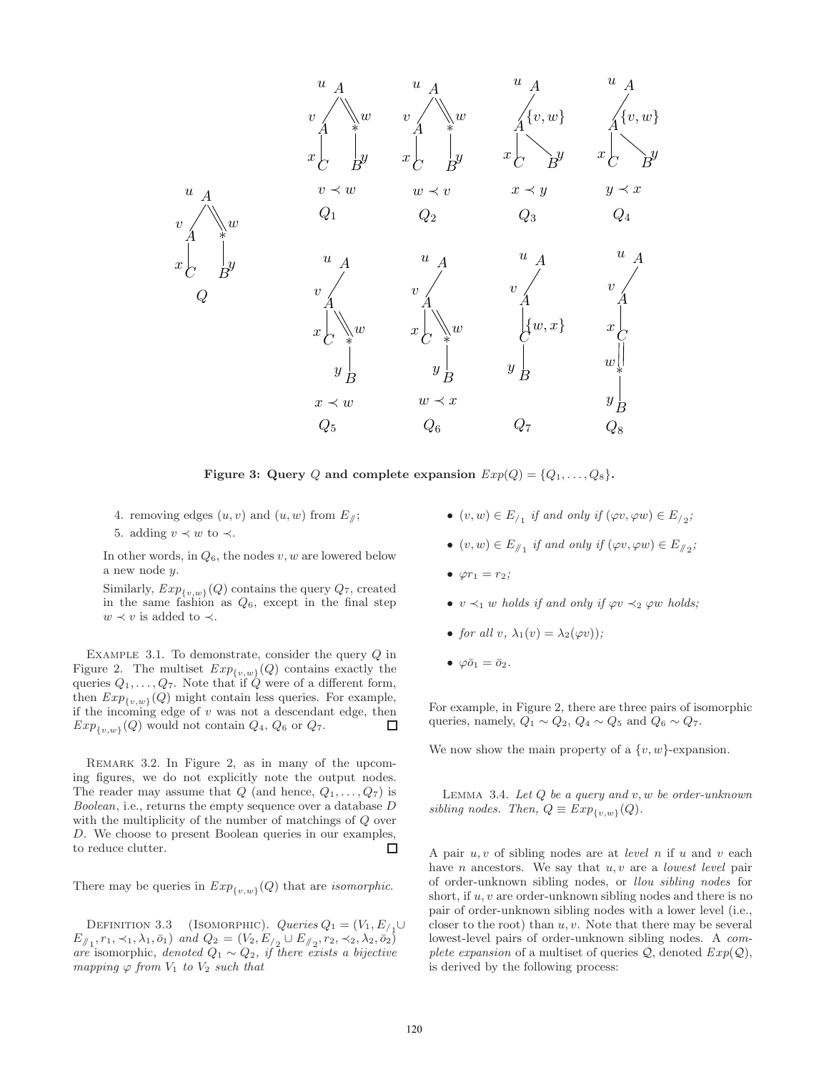**Figure 3: Query $Q$ and complete expansion $Exp(Q) = \{Q_1, \ldots, Q_8\}$.**

4. removing edges $(u, v)$ and $(u, w)$ from $E_{/\!/}$;
5. adding $v \prec w$ to $\prec$.

In other words, in $Q_6$, the nodes $v, w$ are lowered below a new node $y$.

Similarly, $Exp_{\{v,w\}}(Q)$ contains the query $Q_7$, created in the same fashion as $Q_6$, except in the final step $w \prec v$ is added to $\prec$.

Example 3.1. To demonstrate, consider the query $Q$ in Figure 2. The multiset $Exp_{\{v,w\}}(Q)$ contains exactly the queries $Q_1, \ldots, Q_7$. Note that if $Q$ were of a different form, then $Exp_{\{v,w\}}(Q)$ might contain less queries. For example, if the incoming edge of $v$ was not a descendant edge, then $Exp_{\{v,w\}}(Q)$ would not contain $Q_4$, $Q_6$ or $Q_7$. □

Remark 3.2. In Figure 2, as in many of the upcoming figures, we do not explicitly note the output nodes. The reader may assume that $Q$ (and hence, $Q_1, \ldots, Q_7$) is *Boolean*, i.e., returns the empty sequence over a database $D$ with the multiplicity of the number of matchings of $Q$ over $D$. We choose to present Boolean queries in our examples, to reduce clutter. □

There may be queries in $Exp_{\{v,w\}}(Q)$ that are *isomorphic*.

Definition 3.3 (Isomorphic). *Queries* $Q_1 = (V_1, E_{/_1} \cup E_{/\!/_1}, r_1, \prec_1, \lambda_1, \bar{o}_1)$ *and* $Q_2 = (V_2, E_{/_2} \cup E_{/\!/_2}, r_2, \prec_2, \lambda_2, \bar{o}_2)$ *are* isomorphic, *denoted* $Q_1 \sim Q_2$, *if there exists a bijective mapping* $\varphi$ *from* $V_1$ *to* $V_2$ *such that*

- $(v, w) \in E_{/_1}$ *if and only if* $(\varphi v, \varphi w) \in E_{/_2}$;
- $(v, w) \in E_{/\!/_1}$ *if and only if* $(\varphi v, \varphi w) \in E_{/\!/_2}$;
- $\varphi r_1 = r_2$;
- $v \prec_1 w$ *holds if and only if* $\varphi v \prec_2 \varphi w$ *holds;*
- *for all* $v$, $\lambda_1(v) = \lambda_2(\varphi v)$);
- $\varphi \bar{o}_1 = \bar{o}_2$.

For example, in Figure 2, there are three pairs of isomorphic queries, namely, $Q_1 \sim Q_2$, $Q_4 \sim Q_5$ and $Q_6 \sim Q_7$.

We now show the main property of a $\{v, w\}$-expansion.

Lemma 3.4. *Let $Q$ be a query and $v, w$ be order-unknown sibling nodes. Then,* $Q \equiv Exp_{\{v,w\}}(Q)$.

A pair $u, v$ of sibling nodes are at *level* $n$ if $u$ and $v$ each have $n$ ancestors. We say that $u, v$ are a *lowest level* pair of order-unknown sibling nodes, or *llou sibling nodes* for short, if $u, v$ are order-unknown sibling nodes and there is no pair of order-unknown sibling nodes with a lower level (i.e., closer to the root) than $u, v$. Note that there may be several lowest-level pairs of order-unknown sibling nodes. A *complete expansion* of a multiset of queries $\mathcal{Q}$, denoted $Exp(\mathcal{Q})$, is derived by the following process: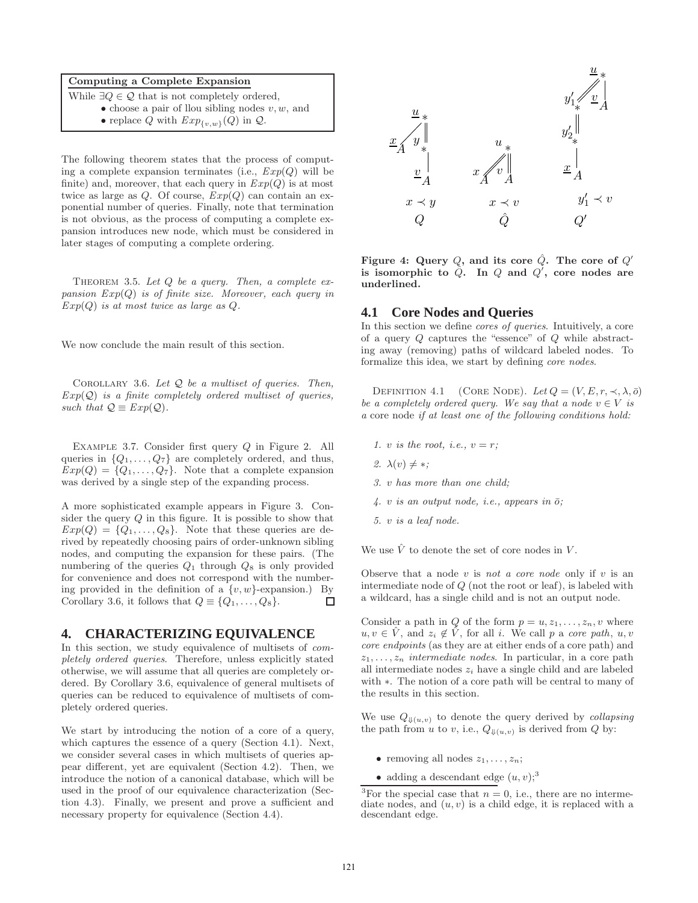**Computing a Complete Expansion**

While $\exists Q \in \mathcal{Q}$ that is not completely ordered,

- choose a pair of llou sibling nodes $v, w$, and
- replace $Q$ with $Exp_{\{v,w\}}(Q)$ in $\mathcal{Q}$.

The following theorem states that the process of computing a complete expansion terminates (i.e., $Exp(Q)$ will be finite) and, moreover, that each query in $Exp(Q)$ is at most twice as large as $Q$. Of course, $Exp(Q)$ can contain an exponential number of queries. Finally, note that termination is not obvious, as the process of computing a complete expansion introduces new node, which must be considered in later stages of computing a complete ordering.

THEOREM 3.5. *Let $Q$ be a query. Then, a complete expansion $Exp(Q)$ is of finite size. Moreover, each query in $Exp(Q)$ is at most twice as large as $Q$.*

We now conclude the main result of this section.

COROLLARY 3.6. *Let $\mathcal{Q}$ be a multiset of queries. Then, $Exp(\mathcal{Q})$ is a finite completely ordered multiset of queries, such that $\mathcal{Q} \equiv Exp(\mathcal{Q})$.*

EXAMPLE 3.7. Consider first query $Q$ in Figure 2. All queries in $\{Q_1, \ldots, Q_7\}$ are completely ordered, and thus, $Exp(Q) = \{Q_1, \ldots, Q_7\}$. Note that a complete expansion was derived by a single step of the expanding process.

A more sophisticated example appears in Figure 3. Consider the query $Q$ in this figure. It is possible to show that $Exp(Q) = \{Q_1, \ldots, Q_8\}$. Note that these queries are derived by repeatedly choosing pairs of order-unknown sibling nodes, and computing the expansion for these pairs. (The numbering of the queries $Q_1$ through $Q_8$ is only provided for convenience and does not correspond with the numbering provided in the definition of a $\{v, w\}$-expansion.) By Corollary 3.6, it follows that $Q \equiv \{Q_1, \ldots, Q_8\}$. □

# 4. CHARACTERIZING EQUIVALENCE

In this section, we study equivalence of multisets of *completely ordered queries*. Therefore, unless explicitly stated otherwise, we will assume that all queries are completely ordered. By Corollary 3.6, equivalence of general multisets of queries can be reduced to equivalence of multisets of completely ordered queries.

We start by introducing the notion of a core of a query, which captures the essence of a query (Section 4.1). Next, we consider several cases in which multisets of queries appear different, yet are equivalent (Section 4.2). Then, we introduce the notion of a canonical database, which will be used in the proof of our equivalence characterization (Section 4.3). Finally, we present and prove a sufficient and necessary property for equivalence (Section 4.4).

**Figure 4: Query $Q$, and its core $\hat{Q}$. The core of $Q'$ is isomorphic to $\hat{Q}$. In $Q$ and $Q'$, core nodes are underlined.**

## 4.1 Core Nodes and Queries

In this section we define *cores of queries*. Intuitively, a core of a query $Q$ captures the "essence" of $Q$ while abstracting away (removing) paths of wildcard labeled nodes. To formalize this idea, we start by defining *core nodes*.

DEFINITION 4.1 (CORE NODE). *Let $Q = (V, E, r, \prec, \lambda, \bar{o})$ be a completely ordered query. We say that a node $v \in V$ is a* core node *if at least one of the following conditions hold:*

1. *$v$ is the root, i.e., $v = r$;*
2. *$\lambda(v) \neq *$;*
3. *$v$ has more than one child;*
4. *$v$ is an output node, i.e., appears in $\bar{o}$;*
5. *$v$ is a leaf node.*

We use $\hat{V}$ to denote the set of core nodes in $V$.

Observe that a node $v$ is *not a core node* only if $v$ is an intermediate node of $Q$ (not the root or leaf), is labeled with a wildcard, has a single child and is not an output node.

Consider a path in $Q$ of the form $p = u, z_1, \ldots, z_n, v$ where $u, v \in \hat{V}$, and $z_i \notin \hat{V}$, for all $i$. We call $p$ a *core path*, $u, v$ *core endpoints* (as they are at either ends of a core path) and $z_1, \ldots, z_n$ *intermediate nodes*. In particular, in a core path all intermediate nodes $z_i$ have a single child and are labeled with $*$. The notion of a core path will be central to many of the results in this section.

We use $Q_{\Downarrow(u,v)}$ to denote the query derived by *collapsing* the path from $u$ to $v$, i.e., $Q_{\Downarrow(u,v)}$ is derived from $Q$ by:

- removing all nodes $z_1, \ldots, z_n$;
- adding a descendant edge $(u, v)$;[3]

[3]For the special case that $n = 0$, i.e., there are no intermediate nodes, and $(u, v)$ is a child edge, it is replaced with a descendant edge.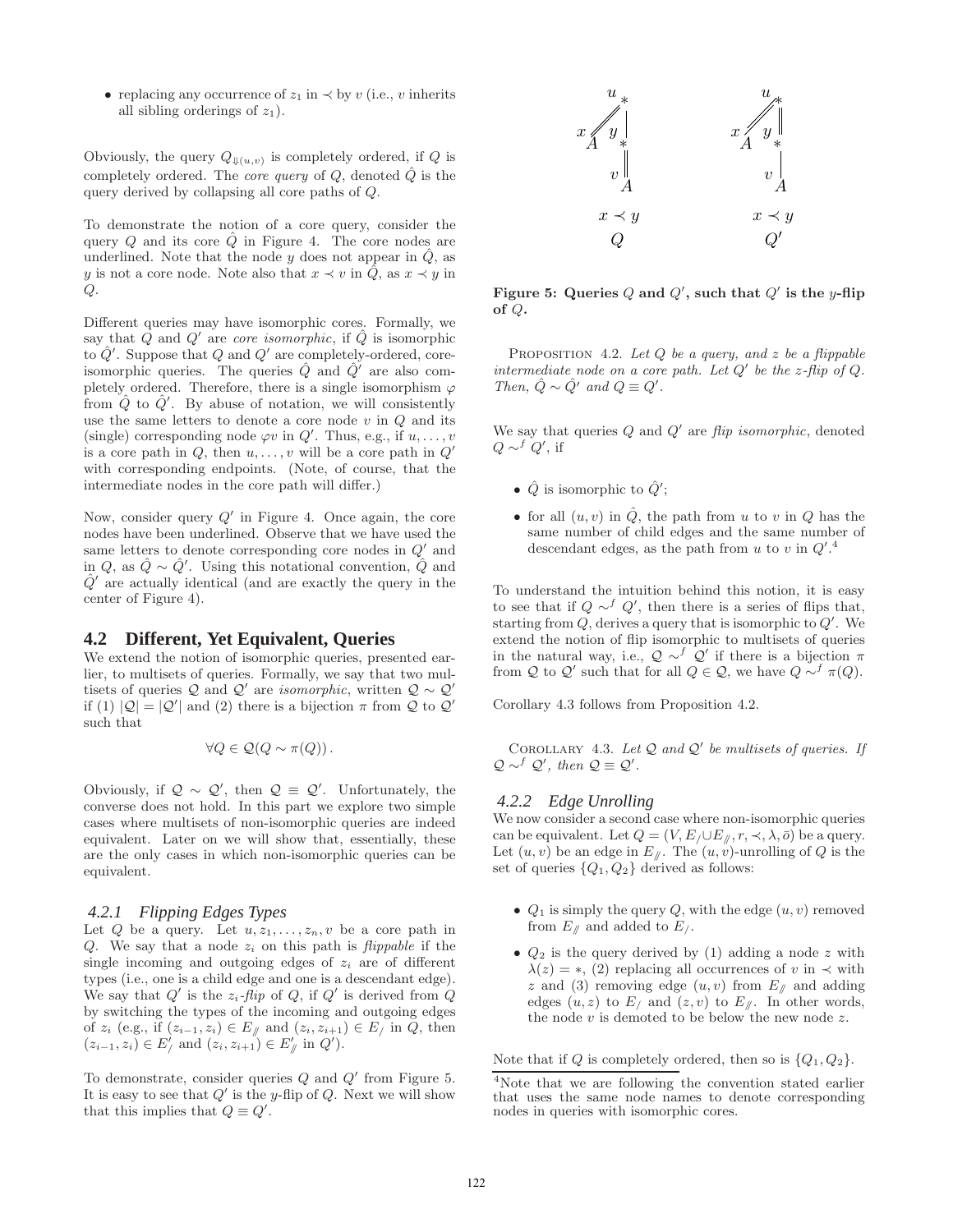- replacing any occurrence of $z_1$ in $\prec$ by $v$ (i.e., $v$ inherits all sibling orderings of $z_1$).

Obviously, the query $Q_{\Downarrow(u,v)}$ is completely ordered, if $Q$ is completely ordered. The *core query* of $Q$, denoted $\hat{Q}$ is the query derived by collapsing all core paths of $Q$.

To demonstrate the notion of a core query, consider the query $Q$ and its core $\hat{Q}$ in Figure 4. The core nodes are underlined. Note that the node $y$ does not appear in $\hat{Q}$, as $y$ is not a core node. Note also that $x \prec v$ in $\hat{Q}$, as $x \prec y$ in $Q$.

Different queries may have isomorphic cores. Formally, we say that $Q$ and $Q'$ are *core isomorphic*, if $\hat{Q}$ is isomorphic to $\hat{Q}'$. Suppose that $Q$ and $Q'$ are completely-ordered, core-isomorphic queries. The queries $\hat{Q}$ and $\hat{Q}'$ are also completely ordered. Therefore, there is a single isomorphism $\varphi$ from $\hat{Q}$ to $\hat{Q}'$. By abuse of notation, we will consistently use the same letters to denote a core node $v$ in $Q$ and its (single) corresponding node $\varphi v$ in $Q'$. Thus, e.g., if $u, \ldots, v$ is a core path in $Q$, then $u, \ldots, v$ will be a core path in $Q'$ with corresponding endpoints. (Note, of course, that the intermediate nodes in the core path will differ.)

Now, consider query $Q'$ in Figure 4. Once again, the core nodes have been underlined. Observe that we have used the same letters to denote corresponding core nodes in $Q'$ and in $Q$, as $\hat{Q} \sim \hat{Q}'$. Using this notational convention, $\hat{Q}$ and $\hat{Q}'$ are actually identical (and are exactly the query in the center of Figure 4).

## 4.2 Different, Yet Equivalent, Queries

We extend the notion of isomorphic queries, presented earlier, to multisets of queries. Formally, we say that two multisets of queries $\mathcal{Q}$ and $\mathcal{Q}'$ are *isomorphic*, written $\mathcal{Q} \sim \mathcal{Q}'$ if (1) $|\mathcal{Q}| = |\mathcal{Q}'|$ and (2) there is a bijection $\pi$ from $\mathcal{Q}$ to $\mathcal{Q}'$ such that

$$\forall Q \in \mathcal{Q} (Q \sim \pi(Q)) .$$

Obviously, if $\mathcal{Q} \sim \mathcal{Q}'$, then $\mathcal{Q} \equiv \mathcal{Q}'$. Unfortunately, the converse does not hold. In this part we explore two simple cases where multisets of non-isomorphic queries are indeed equivalent. Later on we will show that, essentially, these are the only cases in which non-isomorphic queries can be equivalent.

### 4.2.1 Flipping Edges Types

Let $Q$ be a query. Let $u, z_1, \ldots, z_n, v$ be a core path in $Q$. We say that a node $z_i$ on this path is *flippable* if the single incoming and outgoing edges of $z_i$ are of different types (i.e., one is a child edge and one is a descendant edge). We say that $Q'$ is the $z_i$*-flip* of $Q$, if $Q'$ is derived from $Q$ by switching the types of the incoming and outgoing edges of $z_i$ (e.g., if $(z_{i-1}, z_i) \in E_{/\!/}$ and $(z_i, z_{i+1}) \in E_{/}$ in $Q$, then $(z_{i-1}, z_i) \in E'_{/}$ and $(z_i, z_{i+1}) \in E'_{/\!/}$ in $Q'$).

To demonstrate, consider queries $Q$ and $Q'$ from Figure 5. It is easy to see that $Q'$ is the $y$-flip of $Q$. Next we will show that this implies that $Q \equiv Q'$.

Figure 5: Queries $Q$ and $Q'$, such that $Q'$ is the $y$-flip of $Q$.

PROPOSITION 4.2. *Let $Q$ be a query, and $z$ be a flippable intermediate node on a core path. Let $Q'$ be the $z$-flip of $Q$. Then, $\hat{Q} \sim \hat{Q}'$ and $Q \equiv Q'$.*

We say that queries $Q$ and $Q'$ are *flip isomorphic*, denoted $Q \sim^f Q'$, if

- $\hat{Q}$ is isomorphic to $\hat{Q}'$;
- for all $(u, v)$ in $\hat{Q}$, the path from $u$ to $v$ in $Q$ has the same number of child edges and the same number of descendant edges, as the path from $u$ to $v$ in $Q'$.[4]

To understand the intuition behind this notion, it is easy to see that if $Q \sim^f Q'$, then there is a series of flips that, starting from $Q$, derives a query that is isomorphic to $Q'$. We extend the notion of flip isomorphic to multisets of queries in the natural way, i.e., $\mathcal{Q} \sim^f \mathcal{Q}'$ if there is a bijection $\pi$ from $\mathcal{Q}$ to $\mathcal{Q}'$ such that for all $Q \in \mathcal{Q}$, we have $Q \sim^f \pi(Q)$.

Corollary 4.3 follows from Proposition 4.2.

COROLLARY 4.3. *Let $\mathcal{Q}$ and $\mathcal{Q}'$ be multisets of queries. If $\mathcal{Q} \sim^f \mathcal{Q}'$, then $\mathcal{Q} \equiv \mathcal{Q}'$.*

### 4.2.2 Edge Unrolling

We now consider a second case where non-isomorphic queries can be equivalent. Let $Q = (V, E_{/} \cup E_{/\!/}, r, \prec, \lambda, \bar{o})$ be a query. Let $(u, v)$ be an edge in $E_{/\!/}$. The $(u, v)$-unrolling of $Q$ is the set of queries $\{Q_1, Q_2\}$ derived as follows:

- $Q_1$ is simply the query $Q$, with the edge $(u, v)$ removed from $E_{/\!/}$ and added to $E_{/}$.
- $Q_2$ is the query derived by (1) adding a node $z$ with $\lambda(z) = *$, (2) replacing all occurrences of $v$ in $\prec$ with $z$ and (3) removing edge $(u, v)$ from $E_{/\!/}$ and adding edges $(u, z)$ to $E_{/}$ and $(z, v)$ to $E_{/\!/}$. In other words, the node $v$ is demoted to be below the new node $z$.

Note that if $Q$ is completely ordered, then so is $\{Q_1, Q_2\}$.

[4] Note that we are following the convention stated earlier that uses the same node names to denote corresponding nodes in queries with isomorphic cores.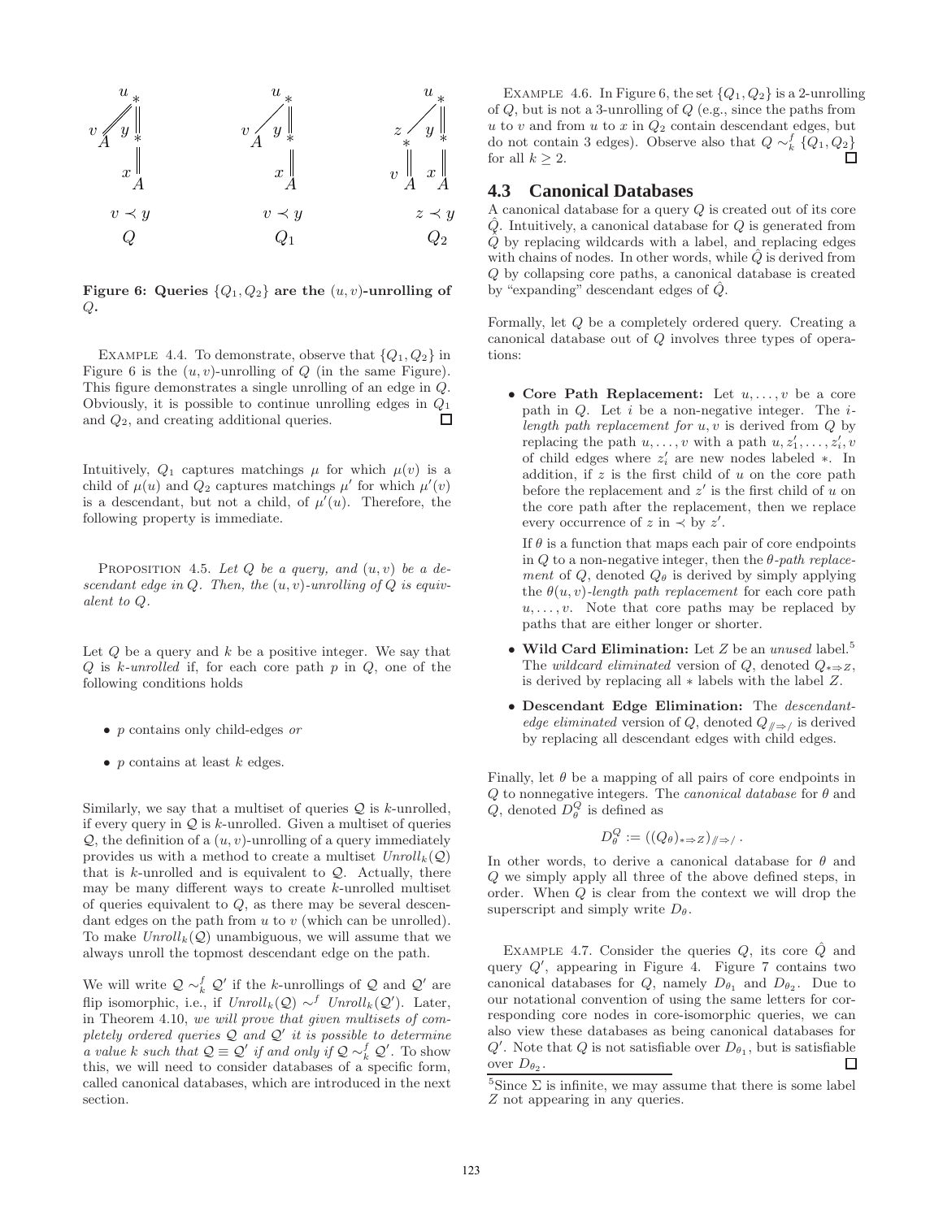Figure 6: Queries $\{Q_1, Q_2\}$ are the $(u, v)$-unrolling of $Q$.

Example 4.4. To demonstrate, observe that $\{Q_1, Q_2\}$ in Figure 6 is the $(u, v)$-unrolling of $Q$ (in the same Figure). This figure demonstrates a single unrolling of an edge in $Q$. Obviously, it is possible to continue unrolling edges in $Q_1$ and $Q_2$, and creating additional queries. □

Intuitively, $Q_1$ captures matchings $\mu$ for which $\mu(v)$ is a child of $\mu(u)$ and $Q_2$ captures matchings $\mu'$ for which $\mu'(v)$ is a descendant, but not a child, of $\mu'(u)$. Therefore, the following property is immediate.

Proposition 4.5. *Let $Q$ be a query, and $(u, v)$ be a descendant edge in $Q$. Then, the $(u, v)$-unrolling of $Q$ is equivalent to $Q$.*

Let $Q$ be a query and $k$ be a positive integer. We say that $Q$ is *k-unrolled* if, for each core path $p$ in $Q$, one of the following conditions holds

- $p$ contains only child-edges *or*
- $p$ contains at least $k$ edges.

Similarly, we say that a multiset of queries $\mathcal{Q}$ is $k$-unrolled, if every query in $\mathcal{Q}$ is $k$-unrolled. Given a multiset of queries $\mathcal{Q}$, the definition of a $(u, v)$-unrolling of a query immediately provides us with a method to create a multiset $Unroll_k(\mathcal{Q})$ that is $k$-unrolled and is equivalent to $\mathcal{Q}$. Actually, there may be many different ways to create $k$-unrolled multiset of queries equivalent to $Q$, as there may be several descendant edges on the path from $u$ to $v$ (which can be unrolled). To make $Unroll_k(\mathcal{Q})$ unambiguous, we will assume that we always unroll the topmost descendant edge on the path.

We will write $\mathcal{Q} \sim_k^f \mathcal{Q}'$ if the $k$-unrollings of $\mathcal{Q}$ and $\mathcal{Q}'$ are flip isomorphic, i.e., if $Unroll_k(\mathcal{Q}) \sim^f Unroll_k(\mathcal{Q}')$. Later, in Theorem 4.10, *we will prove that given multisets of completely ordered queries $\mathcal{Q}$ and $\mathcal{Q}'$ it is possible to determine a value $k$ such that $\mathcal{Q} \equiv \mathcal{Q}'$ if and only if $\mathcal{Q} \sim_k^f \mathcal{Q}'$.* To show this, we will need to consider databases of a specific form, called canonical databases, which are introduced in the next section.

Example 4.6. In Figure 6, the set $\{Q_1, Q_2\}$ is a 2-unrolling of $Q$, but is not a 3-unrolling of $Q$ (e.g., since the paths from $u$ to $v$ and from $u$ to $x$ in $Q_2$ contain descendant edges, but do not contain 3 edges). Observe also that $Q \sim_k^f \{Q_1, Q_2\}$ for all $k \geq 2$. □

## 4.3 Canonical Databases

A canonical database for a query $Q$ is created out of its core $\hat{Q}$. Intuitively, a canonical database for $Q$ is generated from $\hat{Q}$ by replacing wildcards with a label, and replacing edges with chains of nodes. In other words, while $\hat{Q}$ is derived from $Q$ by collapsing core paths, a canonical database is created by "expanding" descendant edges of $\hat{Q}$.

Formally, let $Q$ be a completely ordered query. Creating a canonical database out of $Q$ involves three types of operations:

- **Core Path Replacement:** Let $u, \ldots, v$ be a core path in $Q$. Let $i$ be a non-negative integer. The *$i$-length path replacement for $u, v$* is derived from $Q$ by replacing the path $u, \ldots, v$ with a path $u, z_1', \ldots, z_i', v$ of child edges where $z_i'$ are new nodes labeled $*$. In addition, if $z$ is the first child of $u$ on the core path before the replacement and $z'$ is the first child of $u$ on the core path after the replacement, then we replace every occurrence of $z$ in $\prec$ by $z'$.

  If $\theta$ is a function that maps each pair of core endpoints in $Q$ to a non-negative integer, then the *$\theta$-path replacement* of $Q$, denoted $Q_\theta$ is derived by simply applying the *$\theta(u, v)$-length path replacement* for each core path $u, \ldots, v$. Note that core paths may be replaced by paths that are either longer or shorter.

- **Wild Card Elimination:** Let $Z$ be an *unused* label.[5] The *wildcard eliminated* version of $Q$, denoted $Q_{*\Rightarrow Z}$, is derived by replacing all $*$ labels with the label $Z$.

- **Descendant Edge Elimination:** The *descendant-edge eliminated* version of $Q$, denoted $Q_{/\!/\Rightarrow /}$ is derived by replacing all descendant edges with child edges.

Finally, let $\theta$ be a mapping of all pairs of core endpoints in $Q$ to nonnegative integers. The *canonical database* for $\theta$ and $Q$, denoted $D_\theta^Q$ is defined as

$$D_\theta^Q := ((Q_\theta)_{*\Rightarrow Z})_{/\!/\Rightarrow /}.$$

In other words, to derive a canonical database for $\theta$ and $Q$ we simply apply all three of the above defined steps, in order. When $Q$ is clear from the context we will drop the superscript and simply write $D_\theta$.

Example 4.7. Consider the queries $Q$, its core $\hat{Q}$ and query $Q'$, appearing in Figure 4. Figure 7 contains two canonical databases for $Q$, namely $D_{\theta_1}$ and $D_{\theta_2}$. Due to our notational convention of using the same letters for corresponding core nodes in core-isomorphic queries, we can also view these databases as being canonical databases for $Q'$. Note that $Q$ is not satisfiable over $D_{\theta_1}$, but is satisfiable over $D_{\theta_2}$. □

[5] Since $\Sigma$ is infinite, we may assume that there is some label $Z$ not appearing in any queries.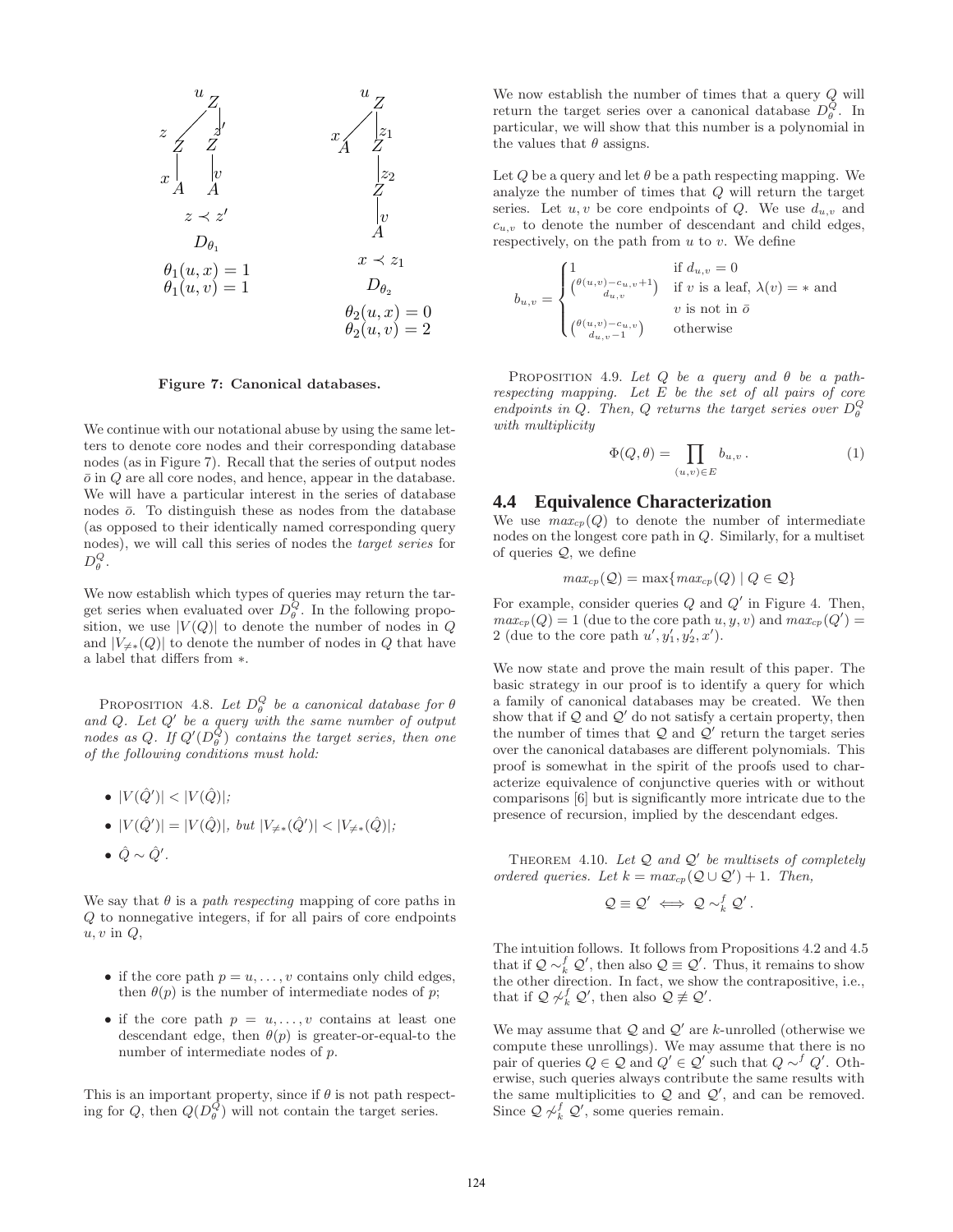Figure 7: Canonical databases.

We continue with our notational abuse by using the same letters to denote core nodes and their corresponding database nodes (as in Figure 7). Recall that the series of output nodes $\bar{o}$ in $Q$ are all core nodes, and hence, appear in the database. We will have a particular interest in the series of database nodes $\bar{o}$. To distinguish these as nodes from the database (as opposed to their identically named corresponding query nodes), we will call this series of nodes the *target series* for $D^Q_\theta$.

We now establish which types of queries may return the target series when evaluated over $D^Q_\theta$. In the following proposition, we use $|V(Q)|$ to denote the number of nodes in $Q$ and $|V_{\neq *}(Q)|$ to denote the number of nodes in $Q$ that have a label that differs from $*$.

PROPOSITION 4.8. *Let $D^Q_\theta$ be a canonical database for $\theta$ and $Q$. Let $Q'$ be a query with the same number of output nodes as $Q$. If $Q'(D^Q_\theta)$ contains the target series, then one of the following conditions must hold:*

- $|V(\hat{Q}')| < |V(\hat{Q})|$;
- $|V(\hat{Q}')| = |V(\hat{Q})|$, *but* $|V_{\neq *}(\hat{Q}')| < |V_{\neq *}(\hat{Q})|$;
- $\hat{Q} \sim \hat{Q}'$.

We say that $\theta$ is a *path respecting* mapping of core paths in $Q$ to nonnegative integers, if for all pairs of core endpoints $u, v$ in $Q$,

- if the core path $p = u, \ldots, v$ contains only child edges, then $\theta(p)$ is the number of intermediate nodes of $p$;
- if the core path $p = u, \ldots, v$ contains at least one descendant edge, then $\theta(p)$ is greater-or-equal-to the number of intermediate nodes of $p$.

This is an important property, since if $\theta$ is not path respecting for $Q$, then $Q(D^Q_\theta)$ will not contain the target series.

We now establish the number of times that a query $Q$ will return the target series over a canonical database $D^Q_\theta$. In particular, we will show that this number is a polynomial in the values that $\theta$ assigns.

Let $Q$ be a query and let $\theta$ be a path respecting mapping. We analyze the number of times that $Q$ will return the target series. Let $u, v$ be core endpoints of $Q$. We use $d_{u,v}$ and $c_{u,v}$ to denote the number of descendant and child edges, respectively, on the path from $u$ to $v$. We define

$$b_{u,v} = \begin{cases} 1 & \text{if } d_{u,v} = 0 \\ \binom{\theta(u,v) - c_{u,v} + 1}{d_{u,v}} & \text{if } v \text{ is a leaf, } \lambda(v) = * \text{ and} \\ & v \text{ is not in } \bar{o} \\ \binom{\theta(u,v) - c_{u,v}}{d_{u,v} - 1} & \text{otherwise} \end{cases}$$

PROPOSITION 4.9. *Let $Q$ be a query and $\theta$ be a path-respecting mapping. Let $E$ be the set of all pairs of core endpoints in $Q$. Then, $Q$ returns the target series over $D^Q_\theta$ with multiplicity*

$$\Phi(Q, \theta) = \prod_{(u,v) \in E} b_{u,v}\,. \tag{1}$$

## 4.4 Equivalence Characterization

We use $max_{cp}(Q)$ to denote the number of intermediate nodes on the longest core path in $Q$. Similarly, for a multiset of queries $\mathcal{Q}$, we define

$$max_{cp}(\mathcal{Q}) = \max\{max_{cp}(Q) \mid Q \in \mathcal{Q}\}$$

For example, consider queries $Q$ and $Q'$ in Figure 4. Then, $max_{cp}(Q) = 1$ (due to the core path $u, y, v$) and $max_{cp}(Q') = 2$ (due to the core path $u', y_1', y_2', x'$).

We now state and prove the main result of this paper. The basic strategy in our proof is to identify a query for which a family of canonical databases may be created. We then show that if $\mathcal{Q}$ and $\mathcal{Q}'$ do not satisfy a certain property, then the number of times that $\mathcal{Q}$ and $\mathcal{Q}'$ return the target series over the canonical databases are different polynomials. This proof is somewhat in the spirit of the proofs used to characterize equivalence of conjunctive queries with or without comparisons [6] but is significantly more intricate due to the presence of recursion, implied by the descendant edges.

THEOREM 4.10. *Let $\mathcal{Q}$ and $\mathcal{Q}'$ be multisets of completely ordered queries. Let $k = max_{cp}(\mathcal{Q} \cup \mathcal{Q}') + 1$. Then,*

$$\mathcal{Q} \equiv \mathcal{Q}' \iff \mathcal{Q} \sim^f_k \mathcal{Q}'\,.$$

The intuition follows. It follows from Propositions 4.2 and 4.5 that if $\mathcal{Q} \sim^f_k \mathcal{Q}'$, then also $\mathcal{Q} \equiv \mathcal{Q}'$. Thus, it remains to show the other direction. In fact, we show the contrapositive, i.e., that if $\mathcal{Q} \not\sim^f_k \mathcal{Q}'$, then also $\mathcal{Q} \not\equiv \mathcal{Q}'$.

We may assume that $\mathcal{Q}$ and $\mathcal{Q}'$ are $k$-unrolled (otherwise we compute these unrollings). We may assume that there is no pair of queries $Q \in \mathcal{Q}$ and $Q' \in \mathcal{Q}'$ such that $Q \sim^f Q'$. Otherwise, such queries always contribute the same results with the same multiplicities to $\mathcal{Q}$ and $\mathcal{Q}'$, and can be removed. Since $\mathcal{Q} \not\sim^f_k \mathcal{Q}'$, some queries remain.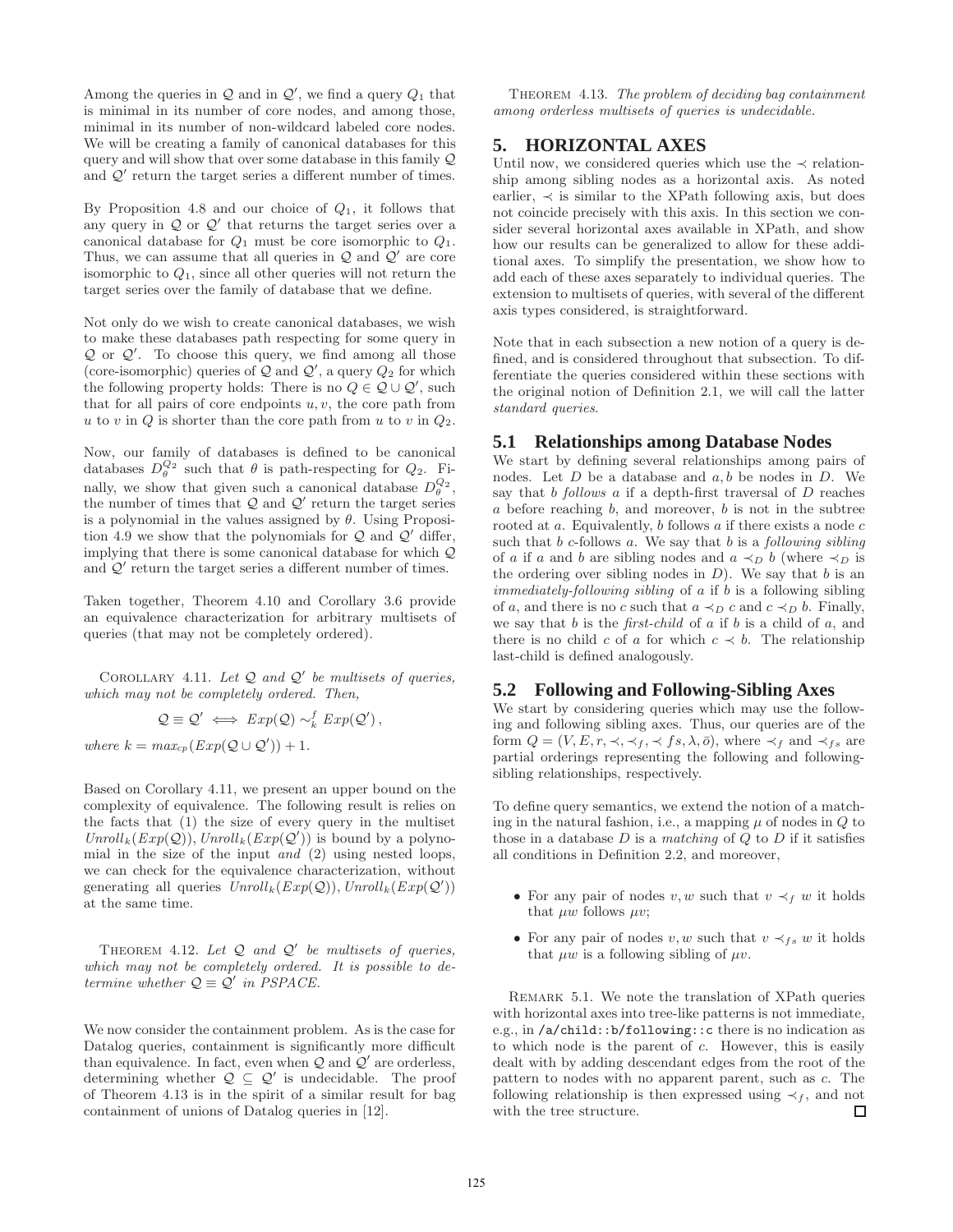Among the queries in $\mathcal{Q}$ and in $\mathcal{Q}'$, we find a query $Q_1$ that is minimal in its number of core nodes, and among those, minimal in its number of non-wildcard labeled core nodes. We will be creating a family of canonical databases for this query and will show that over some database in this family $\mathcal{Q}$ and $\mathcal{Q}'$ return the target series a different number of times.

By Proposition 4.8 and our choice of $Q_1$, it follows that any query in $\mathcal{Q}$ or $\mathcal{Q}'$ that returns the target series over a canonical database for $Q_1$ must be core isomorphic to $Q_1$. Thus, we can assume that all queries in $\mathcal{Q}$ and $\mathcal{Q}'$ are core isomorphic to $Q_1$, since all other queries will not return the target series over the family of database that we define.

Not only do we wish to create canonical databases, we wish to make these databases path respecting for some query in $\mathcal{Q}$ or $\mathcal{Q}'$. To choose this query, we find among all those (core-isomorphic) queries of $\mathcal{Q}$ and $\mathcal{Q}'$, a query $Q_2$ for which the following property holds: There is no $Q \in \mathcal{Q} \cup \mathcal{Q}'$, such that for all pairs of core endpoints $u, v$, the core path from $u$ to $v$ in $Q$ is shorter than the core path from $u$ to $v$ in $Q_2$.

Now, our family of databases is defined to be canonical databases $D_\theta^{Q_2}$ such that $\theta$ is path-respecting for $Q_2$. Finally, we show that given such a canonical database $D_\theta^{Q_2}$, the number of times that $\mathcal{Q}$ and $\mathcal{Q}'$ return the target series is a polynomial in the values assigned by $\theta$. Using Proposition 4.9 we show that the polynomials for $\mathcal{Q}$ and $\mathcal{Q}'$ differ, implying that there is some canonical database for which $\mathcal{Q}$ and $\mathcal{Q}'$ return the target series a different number of times.

Taken together, Theorem 4.10 and Corollary 3.6 provide an equivalence characterization for arbitrary multisets of queries (that may not be completely ordered).

Corollary 4.11. *Let $\mathcal{Q}$ and $\mathcal{Q}'$ be multisets of queries, which may not be completely ordered. Then,*

$$\mathcal{Q} \equiv \mathcal{Q}' \iff Exp(\mathcal{Q}) \sim_k^f Exp(\mathcal{Q}')\,,$$

*where $k = max_{cp}(Exp(\mathcal{Q} \cup \mathcal{Q}')) + 1$.*

Based on Corollary 4.11, we present an upper bound on the complexity of equivalence. The following result is relies on the facts that (1) the size of every query in the multiset $Unroll_k(Exp(\mathcal{Q}))$, $Unroll_k(Exp(\mathcal{Q}'))$ is bound by a polynomial in the size of the input *and* (2) using nested loops, we can check for the equivalence characterization, without generating all queries $Unroll_k(Exp(\mathcal{Q}))$, $Unroll_k(Exp(\mathcal{Q}'))$ at the same time.

Theorem 4.12. *Let $\mathcal{Q}$ and $\mathcal{Q}'$ be multisets of queries, which may not be completely ordered. It is possible to determine whether $\mathcal{Q} \equiv \mathcal{Q}'$ in PSPACE.*

We now consider the containment problem. As is the case for Datalog queries, containment is significantly more difficult than equivalence. In fact, even when $\mathcal{Q}$ and $\mathcal{Q}'$ are orderless, determining whether $\mathcal{Q} \subseteq \mathcal{Q}'$ is undecidable. The proof of Theorem 4.13 is in the spirit of a similar result for bag containment of unions of Datalog queries in [12].

Theorem 4.13. *The problem of deciding bag containment among orderless multisets of queries is undecidable.*

## 5. HORIZONTAL AXES

Until now, we considered queries which use the $\prec$ relationship among sibling nodes as a horizontal axis. As noted earlier, $\prec$ is similar to the XPath following axis, but does not coincide precisely with this axis. In this section we consider several horizontal axes available in XPath, and show how our results can be generalized to allow for these additional axes. To simplify the presentation, we show how to add each of these axes separately to individual queries. The extension to multisets of queries, with several of the different axis types considered, is straightforward.

Note that in each subsection a new notion of a query is defined, and is considered throughout that subsection. To differentiate the queries considered within these sections with the original notion of Definition 2.1, we will call the latter *standard queries*.

### 5.1 Relationships among Database Nodes

We start by defining several relationships among pairs of nodes. Let $D$ be a database and $a, b$ be nodes in $D$. We say that $b$ *follows* $a$ if a depth-first traversal of $D$ reaches $a$ before reaching $b$, and moreover, $b$ is not in the subtree rooted at $a$. Equivalently, $b$ follows $a$ if there exists a node $c$ such that $b$ $c$-follows $a$. We say that $b$ is a *following sibling* of $a$ if $a$ and $b$ are sibling nodes and $a \prec_D b$ (where $\prec_D$ is the ordering over sibling nodes in $D$). We say that $b$ is an *immediately-following sibling* of $a$ if $b$ is a following sibling of $a$, and there is no $c$ such that $a \prec_D c$ and $c \prec_D b$. Finally, we say that $b$ is the *first-child* of $a$ if $b$ is a child of $a$, and there is no child $c$ of $a$ for which $c \prec b$. The relationship last-child is defined analogously.

### 5.2 Following and Following-Sibling Axes

We start by considering queries which may use the following and following sibling axes. Thus, our queries are of the form $Q = (V, E, r, \prec, \prec_f, \prec fs, \lambda, \bar{o})$, where $\prec_f$ and $\prec_{fs}$ are partial orderings representing the following and following-sibling relationships, respectively.

To define query semantics, we extend the notion of a matching in the natural fashion, i.e., a mapping $\mu$ of nodes in $Q$ to those in a database $D$ is a *matching* of $Q$ to $D$ if it satisfies all conditions in Definition 2.2, and moreover,

- For any pair of nodes $v, w$ such that $v \prec_f w$ it holds that $\mu w$ follows $\mu v$;
- For any pair of nodes $v, w$ such that $v \prec_{fs} w$ it holds that $\mu w$ is a following sibling of $\mu v$.

Remark 5.1. We note the translation of XPath queries with horizontal axes into tree-like patterns is not immediate, e.g., in `/a/child::b/following::c` there is no indication as to which node is the parent of $c$. However, this is easily dealt with by adding descendant edges from the root of the pattern to nodes with no apparent parent, such as $c$. The following relationship is then expressed using $\prec_f$, and not with the tree structure. □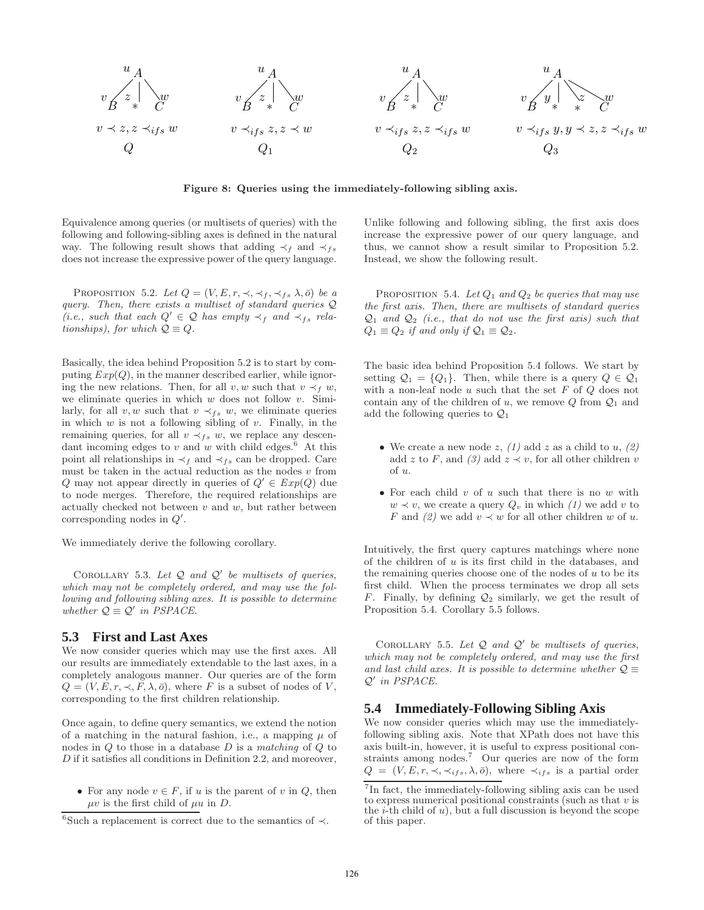Figure 8: Queries using the immediately-following sibling axis.

Equivalence among queries (or multisets of queries) with the following and following-sibling axes is defined in the natural way. The following result shows that adding $\prec_f$ and $\prec_{fs}$ does not increase the expressive power of the query language.

PROPOSITION 5.2. *Let $Q = (V, E, r, \prec, \prec_f, \prec_{fs}\ \lambda, \bar{o})$ be a query. Then, there exists a multiset of standard queries $\mathcal{Q}$ (i.e., such that each $Q' \in \mathcal{Q}$ has empty $\prec_f$ and $\prec_{fs}$ relationships), for which $\mathcal{Q} \equiv Q$.*

Basically, the idea behind Proposition 5.2 is to start by computing $Exp(Q)$, in the manner described earlier, while ignoring the new relations. Then, for all $v, w$ such that $v \prec_f w$, we eliminate queries in which $w$ does not follow $v$. Similarly, for all $v, w$ such that $v \prec_{fs} w$, we eliminate queries in which $w$ is not a following sibling of $v$. Finally, in the remaining queries, for all $v \prec_{fs} w$, we replace any descendant incoming edges to $v$ and $w$ with child edges.[6] At this point all relationships in $\prec_f$ and $\prec_{fs}$ can be dropped. Care must be taken in the actual reduction as the nodes $v$ from $Q$ may not appear directly in queries of $Q' \in Exp(Q)$ due to node merges. Therefore, the required relationships are actually checked not between $v$ and $w$, but rather between corresponding nodes in $Q'$.

We immediately derive the following corollary.

COROLLARY 5.3. *Let $\mathcal{Q}$ and $\mathcal{Q}'$ be multisets of queries, which may not be completely ordered, and may use the following and following sibling axes. It is possible to determine whether $\mathcal{Q} \equiv \mathcal{Q}'$ in PSPACE.*

## 5.3 First and Last Axes

We now consider queries which may use the first axes. All our results are immediately extendable to the last axes, in a completely analogous manner. Our queries are of the form $Q = (V, E, r, \prec, F, \lambda, \bar{o})$, where $F$ is a subset of nodes of $V$, corresponding to the first children relationship.

Once again, to define query semantics, we extend the notion of a matching in the natural fashion, i.e., a mapping $\mu$ of nodes in $Q$ to those in a database $D$ is a *matching* of $Q$ to $D$ if it satisfies all conditions in Definition 2.2, and moreover,

- For any node $v \in F$, if $u$ is the parent of $v$ in $Q$, then $\mu v$ is the first child of $\mu u$ in $D$.

[6] Such a replacement is correct due to the semantics of $\prec$.

Unlike following and following sibling, the first axis does increase the expressive power of our query language, and thus, we cannot show a result similar to Proposition 5.2. Instead, we show the following result.

PROPOSITION 5.4. *Let $Q_1$ and $Q_2$ be queries that may use the first axis. Then, there are multisets of standard queries $\mathcal{Q}_1$ and $\mathcal{Q}_2$ (i.e., that do not use the first axis) such that $Q_1 \equiv Q_2$ if and only if $\mathcal{Q}_1 \equiv \mathcal{Q}_2$.*

The basic idea behind Proposition 5.4 follows. We start by setting $\mathcal{Q}_1 = \{Q_1\}$. Then, while there is a query $Q \in \mathcal{Q}_1$ with a non-leaf node $u$ such that the set $F$ of $Q$ does not contain any of the children of $u$, we remove $Q$ from $\mathcal{Q}_1$ and add the following queries to $\mathcal{Q}_1$

- We create a new node $z$, *(1)* add $z$ as a child to $u$, *(2)* add $z$ to $F$, and *(3)* add $z \prec v$, for all other children $v$ of $u$.
- For each child $v$ of $u$ such that there is no $w$ with $w \prec v$, we create a query $Q_v$ in which *(1)* we add $v$ to $F$ and *(2)* we add $v \prec w$ for all other children $w$ of $u$.

Intuitively, the first query captures matchings where none of the children of $u$ is its first child in the databases, and the remaining queries choose one of the nodes of $u$ to be its first child. When the process terminates we drop all sets $F$. Finally, by defining $\mathcal{Q}_2$ similarly, we get the result of Proposition 5.4. Corollary 5.5 follows.

COROLLARY 5.5. *Let $\mathcal{Q}$ and $\mathcal{Q}'$ be multisets of queries, which may not be completely ordered, and may use the first and last child axes. It is possible to determine whether $\mathcal{Q} \equiv \mathcal{Q}'$ in PSPACE.*

## 5.4 Immediately-Following Sibling Axis

We now consider queries which may use the immediately-following sibling axis. Note that XPath does not have this axis built-in, however, it is useful to express positional constraints among nodes.[7] Our queries are now of the form $Q = (V, E, r, \prec, \prec_{ifs}, \lambda, \bar{o})$, where $\prec_{ifs}$ is a partial order

[7] In fact, the immediately-following sibling axis can be used to express numerical positional constraints (such as that $v$ is the $i$-th child of $u$), but a full discussion is beyond the scope of this paper.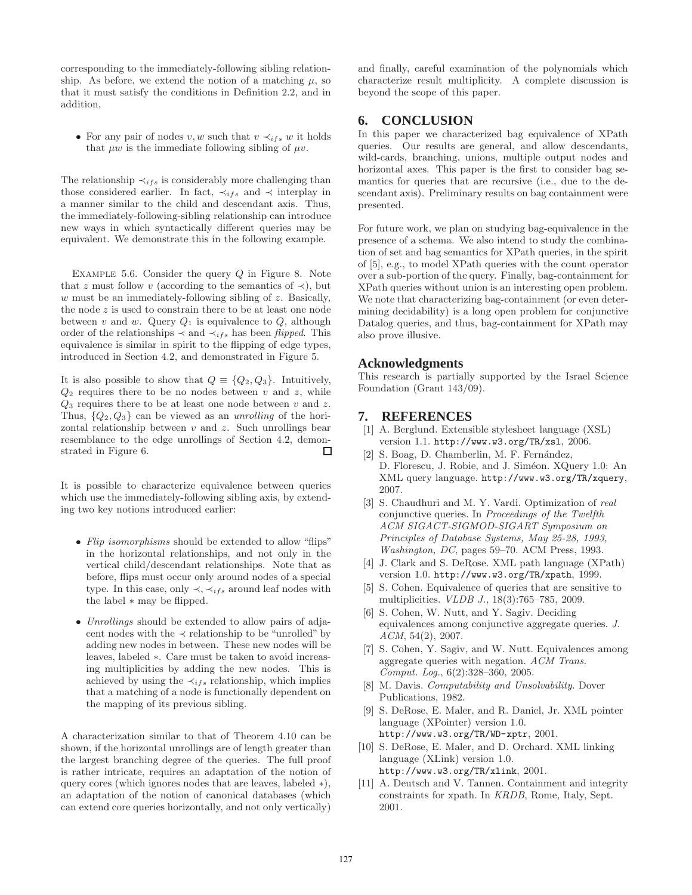corresponding to the immediately-following sibling relationship. As before, we extend the notion of a matching $\mu$, so that it must satisfy the conditions in Definition 2.2, and in addition,

- For any pair of nodes $v, w$ such that $v \prec_{ifs} w$ it holds that $\mu w$ is the immediate following sibling of $\mu v$.

The relationship $\prec_{ifs}$ is considerably more challenging than those considered earlier. In fact, $\prec_{ifs}$ and $\prec$ interplay in a manner similar to the child and descendant axis. Thus, the immediately-following-sibling relationship can introduce new ways in which syntactically different queries may be equivalent. We demonstrate this in the following example.

Example 5.6. Consider the query $Q$ in Figure 8. Note that $z$ must follow $v$ (according to the semantics of $\prec$), but $w$ must be an immediately-following sibling of $z$. Basically, the node $z$ is used to constrain there to be at least one node between $v$ and $w$. Query $Q_1$ is equivalence to $Q$, although order of the relationships $\prec$ and $\prec_{ifs}$ has been *flipped*. This equivalence is similar in spirit to the flipping of edge types, introduced in Section 4.2, and demonstrated in Figure 5.

It is also possible to show that $Q \equiv \{Q_2, Q_3\}$. Intuitively, $Q_2$ requires there to be no nodes between $v$ and $z$, while $Q_3$ requires there to be at least one node between $v$ and $z$. Thus, $\{Q_2, Q_3\}$ can be viewed as an *unrolling* of the horizontal relationship between $v$ and $z$. Such unrollings bear resemblance to the edge unrollings of Section 4.2, demonstrated in Figure 6. □

It is possible to characterize equivalence between queries which use the immediately-following sibling axis, by extending two key notions introduced earlier:

- *Flip isomorphisms* should be extended to allow "flips" in the horizontal relationships, and not only in the vertical child/descendant relationships. Note that as before, flips must occur only around nodes of a special type. In this case, only $\prec, \prec_{ifs}$ around leaf nodes with the label $*$ may be flipped.
- *Unrollings* should be extended to allow pairs of adjacent nodes with the $\prec$ relationship to be "unrolled" by adding new nodes in between. These new nodes will be leaves, labeled $*$. Care must be taken to avoid increasing multiplicities by adding the new nodes. This is achieved by using the $\prec_{ifs}$ relationship, which implies that a matching of a node is functionally dependent on the mapping of its previous sibling.

A characterization similar to that of Theorem 4.10 can be shown, if the horizontal unrollings are of length greater than the largest branching degree of the queries. The full proof is rather intricate, requires an adaptation of the notion of query cores (which ignores nodes that are leaves, labeled $*$), an adaptation of the notion of canonical databases (which can extend core queries horizontally, and not only vertically) and finally, careful examination of the polynomials which characterize result multiplicity. A complete discussion is beyond the scope of this paper.

## 6. CONCLUSION

In this paper we characterized bag equivalence of XPath queries. Our results are general, and allow descendants, wild-cards, branching, unions, multiple output nodes and horizontal axes. This paper is the first to consider bag semantics for queries that are recursive (i.e., due to the descendant axis). Preliminary results on bag containment were presented.

For future work, we plan on studying bag-equivalence in the presence of a schema. We also intend to study the combination of set and bag semantics for XPath queries, in the spirit of [5], e.g., to model XPath queries with the count operator over a sub-portion of the query. Finally, bag-containment for XPath queries without union is an interesting open problem. We note that characterizing bag-containment (or even determining decidability) is a long open problem for conjunctive Datalog queries, and thus, bag-containment for XPath may also prove illusive.

## Acknowledgments

This research is partially supported by the Israel Science Foundation (Grant 143/09).

## 7. REFERENCES

[1] A. Berglund. Extensible stylesheet language (XSL) version 1.1. http://www.w3.org/TR/xsl, 2006.

[2] S. Boag, D. Chamberlin, M. F. Fernández, D. Florescu, J. Robie, and J. Siméon. XQuery 1.0: An XML query language. http://www.w3.org/TR/xquery, 2007.

[3] S. Chaudhuri and M. Y. Vardi. Optimization of *real* conjunctive queries. In *Proceedings of the Twelfth ACM SIGACT-SIGMOD-SIGART Symposium on Principles of Database Systems, May 25-28, 1993, Washington, DC*, pages 59–70. ACM Press, 1993.

[4] J. Clark and S. DeRose. XML path language (XPath) version 1.0. http://www.w3.org/TR/xpath, 1999.

[5] S. Cohen. Equivalence of queries that are sensitive to multiplicities. *VLDB J.*, 18(3):765–785, 2009.

[6] S. Cohen, W. Nutt, and Y. Sagiv. Deciding equivalences among conjunctive aggregate queries. *J. ACM*, 54(2), 2007.

[7] S. Cohen, Y. Sagiv, and W. Nutt. Equivalences among aggregate queries with negation. *ACM Trans. Comput. Log.*, 6(2):328–360, 2005.

[8] M. Davis. *Computability and Unsolvability*. Dover Publications, 1982.

[9] S. DeRose, E. Maler, and R. Daniel, Jr. XML pointer language (XPointer) version 1.0. http://www.w3.org/TR/WD-xptr, 2001.

[10] S. DeRose, E. Maler, and D. Orchard. XML linking language (XLink) version 1.0. http://www.w3.org/TR/xlink, 2001.

[11] A. Deutsch and V. Tannen. Containment and integrity constraints for xpath. In *KRDB*, Rome, Italy, Sept. 2001.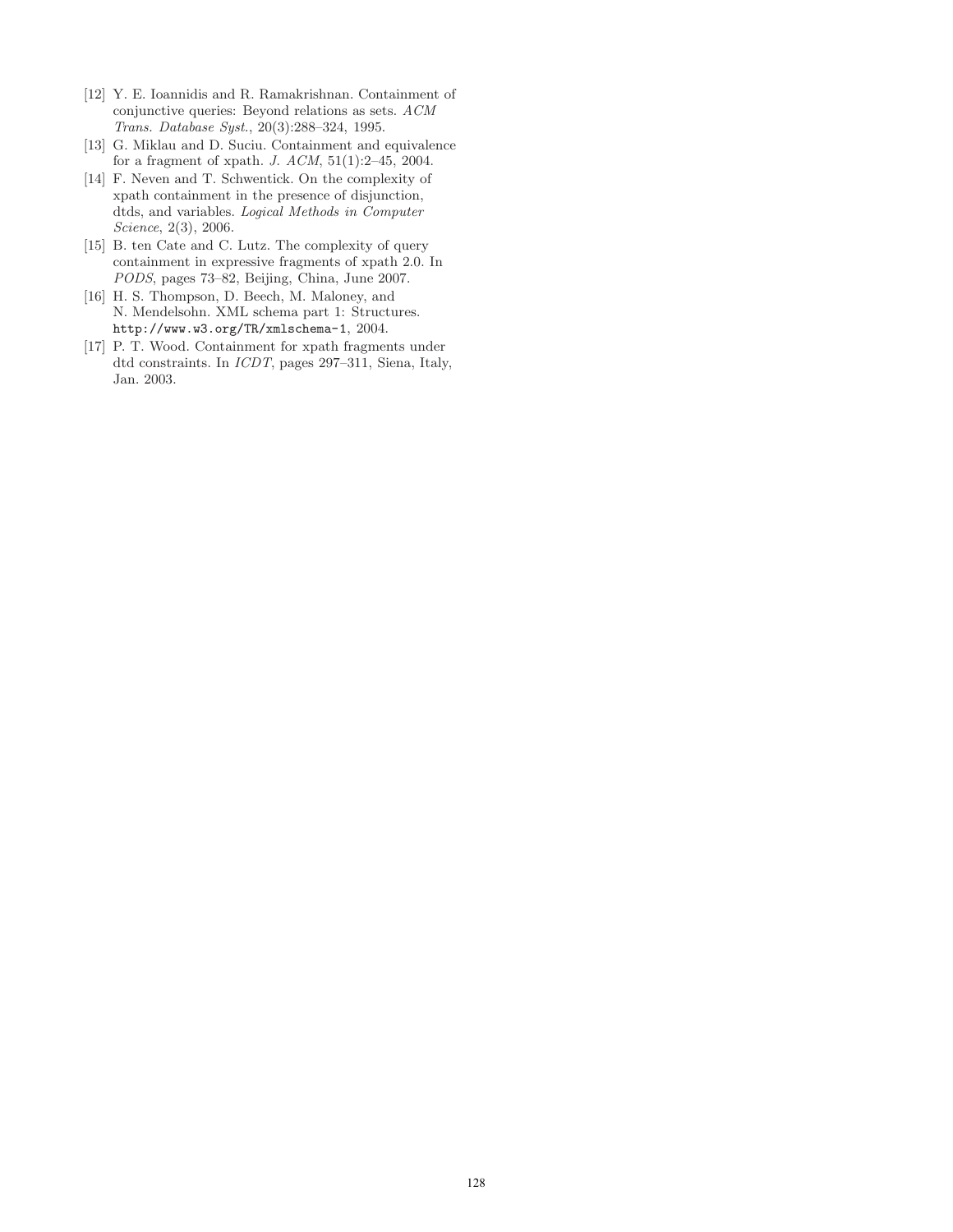[12] Y. E. Ioannidis and R. Ramakrishnan. Containment of conjunctive queries: Beyond relations as sets. *ACM Trans. Database Syst.*, 20(3):288–324, 1995.

[13] G. Miklau and D. Suciu. Containment and equivalence for a fragment of xpath. *J. ACM*, 51(1):2–45, 2004.

[14] F. Neven and T. Schwentick. On the complexity of xpath containment in the presence of disjunction, dtds, and variables. *Logical Methods in Computer Science*, 2(3), 2006.

[15] B. ten Cate and C. Lutz. The complexity of query containment in expressive fragments of xpath 2.0. In *PODS*, pages 73–82, Beijing, China, June 2007.

[16] H. S. Thompson, D. Beech, M. Maloney, and N. Mendelsohn. XML schema part 1: Structures. `http://www.w3.org/TR/xmlschema-1`, 2004.

[17] P. T. Wood. Containment for xpath fragments under dtd constraints. In *ICDT*, pages 297–311, Siena, Italy, Jan. 2003.